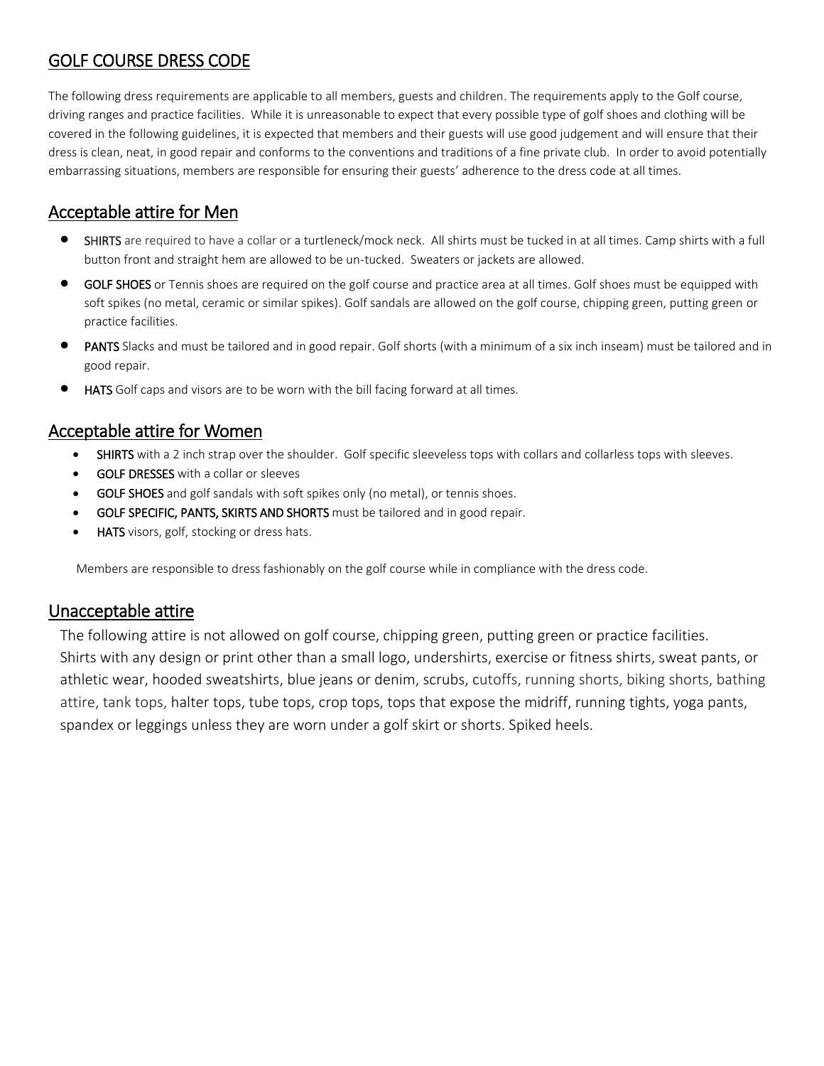# GOLF COURSE DRESS CODE

The following dress requirements are applicable to all members, guests and children. The requirements apply to the Golf course, driving ranges and practice facilities. While it is unreasonable to expect that every possible type of golf shoes and clothing will be covered in the following guidelines, it is expected that members and their guests will use good judgement and will ensure that their dress is clean, neat, in good repair and conforms to the conventions and traditions of a fine private club. In order to avoid potentially embarrassing situations, members are responsible for ensuring their guests' adherence to the dress code at all times.

## Acceptable attire for Men

- **SHIRTS** are required to have a collar or a turtleneck/mock neck. All shirts must be tucked in at all times. Camp shirts with a full button front and straight hem are allowed to be un-tucked. Sweaters or jackets are allowed.
- **GOLF SHOES** or Tennis shoes are required on the golf course and practice area at all times. Golf shoes must be equipped with soft spikes (no metal, ceramic or similar spikes). Golf sandals are allowed on the golf course, chipping green, putting green or practice facilities.
- **PANTS** Slacks and must be tailored and in good repair. Golf shorts (with a minimum of a six inch inseam) must be tailored and in good repair.
- **HATS** Golf caps and visors are to be worn with the bill facing forward at all times.

## Acceptable attire for Women

- **SHIRTS** with a 2 inch strap over the shoulder. Golf specific sleeveless tops with collars and collarless tops with sleeves.
- **GOLF DRESSES** with a collar or sleeves
- **GOLF SHOES** and golf sandals with soft spikes only (no metal), or tennis shoes.
- **GOLF SPECIFIC, PANTS, SKIRTS AND SHORTS** must be tailored and in good repair.
- **HATS** visors, golf, stocking or dress hats.

Members are responsible to dress fashionably on the golf course while in compliance with the dress code.

## Unacceptable attire

The following attire is not allowed on golf course, chipping green, putting green or practice facilities. Shirts with any design or print other than a small logo, undershirts, exercise or fitness shirts, sweat pants, or athletic wear, hooded sweatshirts, blue jeans or denim, scrubs, cutoffs, running shorts, biking shorts, bathing attire, tank tops, halter tops, tube tops, crop tops, tops that expose the midriff, running tights, yoga pants, spandex or leggings unless they are worn under a golf skirt or shorts. Spiked heels.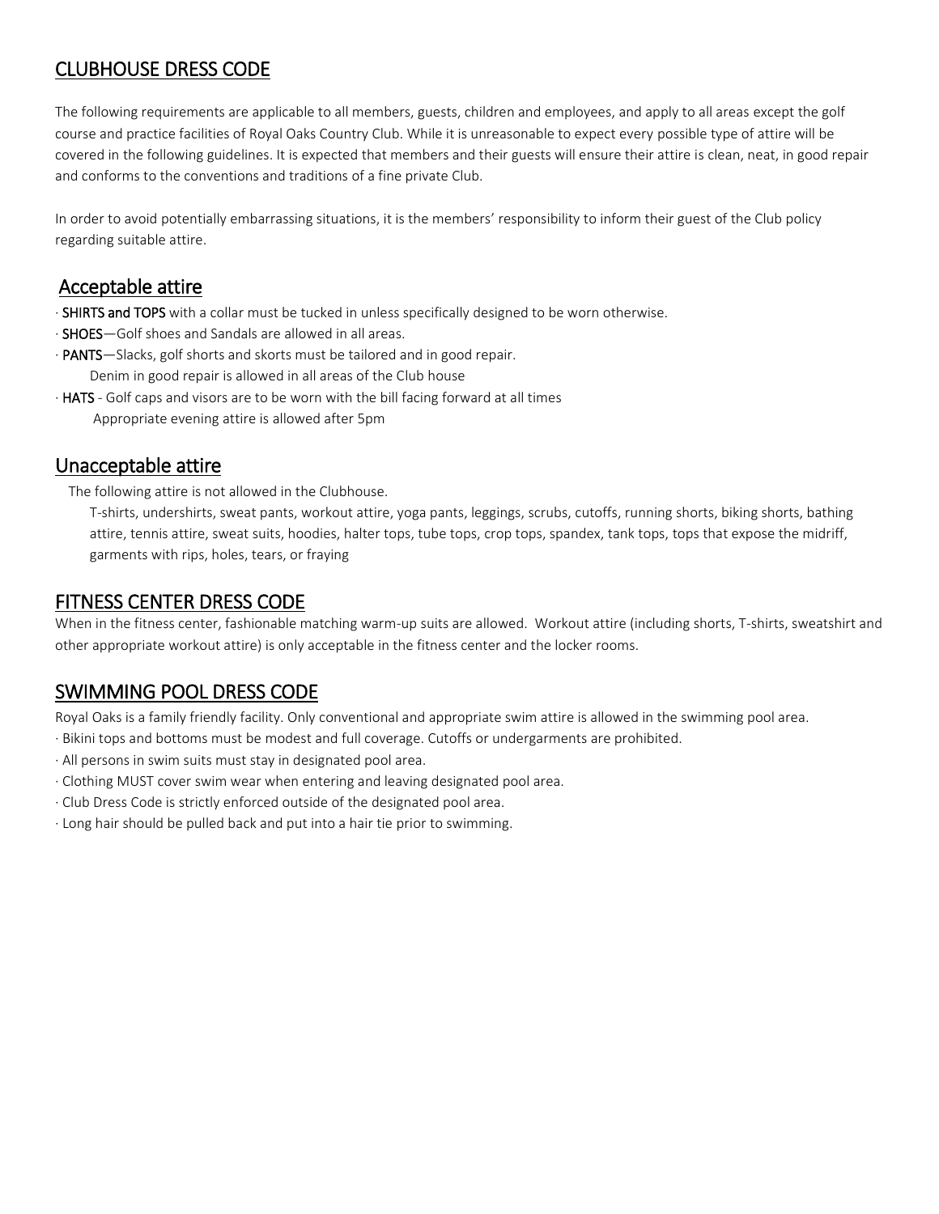## CLUBHOUSE DRESS CODE

The following requirements are applicable to all members, guests, children and employees, and apply to all areas except the golf course and practice facilities of Royal Oaks Country Club. While it is unreasonable to expect every possible type of attire will be covered in the following guidelines. It is expected that members and their guests will ensure their attire is clean, neat, in good repair and conforms to the conventions and traditions of a fine private Club.

In order to avoid potentially embarrassing situations, it is the members' responsibility to inform their guest of the Club policy regarding suitable attire.

### Acceptable attire

- **SHIRTS and TOPS** with a collar must be tucked in unless specifically designed to be worn otherwise.
- **SHOES**—Golf shoes and Sandals are allowed in all areas.
- **PANTS**—Slacks, golf shorts and skorts must be tailored and in good repair.
  Denim in good repair is allowed in all areas of the Club house
- **HATS** - Golf caps and visors are to be worn with the bill facing forward at all times
  Appropriate evening attire is allowed after 5pm

### Unacceptable attire

The following attire is not allowed in the Clubhouse.

T-shirts, undershirts, sweat pants, workout attire, yoga pants, leggings, scrubs, cutoffs, running shorts, biking shorts, bathing attire, tennis attire, sweat suits, hoodies, halter tops, tube tops, crop tops, spandex, tank tops, tops that expose the midriff, garments with rips, holes, tears, or fraying

## FITNESS CENTER DRESS CODE

When in the fitness center, fashionable matching warm-up suits are allowed. Workout attire (including shorts, T-shirts, sweatshirt and other appropriate workout attire) is only acceptable in the fitness center and the locker rooms.

## SWIMMING POOL DRESS CODE

Royal Oaks is a family friendly facility. Only conventional and appropriate swim attire is allowed in the swimming pool area.

- Bikini tops and bottoms must be modest and full coverage. Cutoffs or undergarments are prohibited.
- All persons in swim suits must stay in designated pool area.
- Clothing MUST cover swim wear when entering and leaving designated pool area.
- Club Dress Code is strictly enforced outside of the designated pool area.
- Long hair should be pulled back and put into a hair tie prior to swimming.